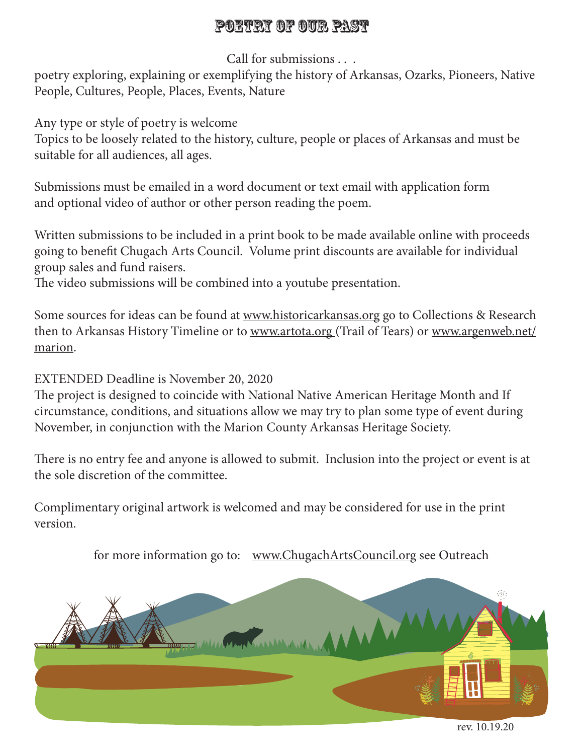# Poetry of Our Past

Call for submissions . . .

poetry exploring, explaining or exemplifying the history of Arkansas, Ozarks, Pioneers, Native People, Cultures, People, Places, Events, Nature

Any type or style of poetry is welcome
Topics to be loosely related to the history, culture, people or places of Arkansas and must be suitable for all audiences, all ages.

Submissions must be emailed in a word document or text email with application form and optional video of author or other person reading the poem.

Written submissions to be included in a print book to be made available online with proceeds going to benefit Chugach Arts Council. Volume print discounts are available for individual group sales and fund raisers.
The video submissions will be combined into a youtube presentation.

Some sources for ideas can be found at www.historicarkansas.org go to Collections & Research then to Arkansas History Timeline or to www.artota.org (Trail of Tears) or www.argenweb.net/marion.

EXTENDED Deadline is November 20, 2020
The project is designed to coincide with National Native American Heritage Month and If circumstance, conditions, and situations allow we may try to plan some type of event during November, in conjunction with the Marion County Arkansas Heritage Society.

There is no entry fee and anyone is allowed to submit. Inclusion into the project or event is at the sole discretion of the committee.

Complimentary original artwork is welcomed and may be considered for use in the print version.

for more information go to: www.ChugachArtsCouncil.org see Outreach

rev. 10.19.20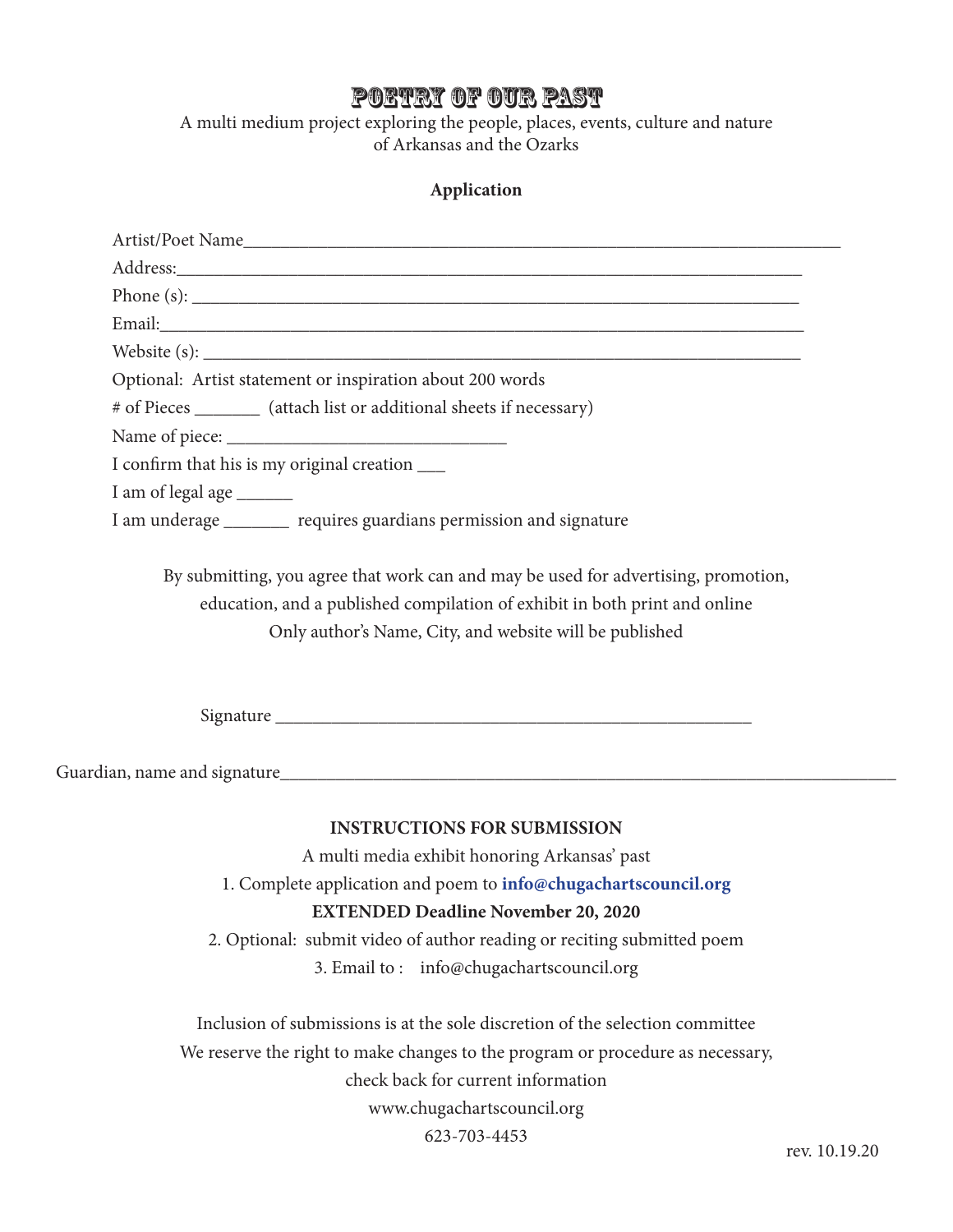# POETRY OF OUR PAST

A multi medium project exploring the people, places, events, culture and nature of Arkansas and the Ozarks

**Application**

Artist/Poet Name_______________________________________________________________

Address:_______________________________________________________________

Phone (s): _______________________________________________________________

Email:_______________________________________________________________

Website (s): _______________________________________________________________

Optional: Artist statement or inspiration about 200 words

# of Pieces _______ (attach list or additional sheets if necessary)

Name of piece: ______________________________

I confirm that his is my original creation ___

I am of legal age ______

I am underage _______ requires guardians permission and signature

By submitting, you agree that work can and may be used for advertising, promotion, education, and a published compilation of exhibit in both print and online
Only author's Name, City, and website will be published

Signature ___________________________________________________

Guardian, name and signature_______________________________________________________________

**INSTRUCTIONS FOR SUBMISSION**

A multi media exhibit honoring Arkansas' past

1. Complete application and poem to **info@chugachartscouncil.org**

**EXTENDED Deadline November 20, 2020**

2. Optional: submit video of author reading or reciting submitted poem
3. Email to : info@chugachartscouncil.org

Inclusion of submissions is at the sole discretion of the selection committee
We reserve the right to make changes to the program or procedure as necessary, check back for current information
www.chugachartscouncil.org
623-703-4453

rev. 10.19.20